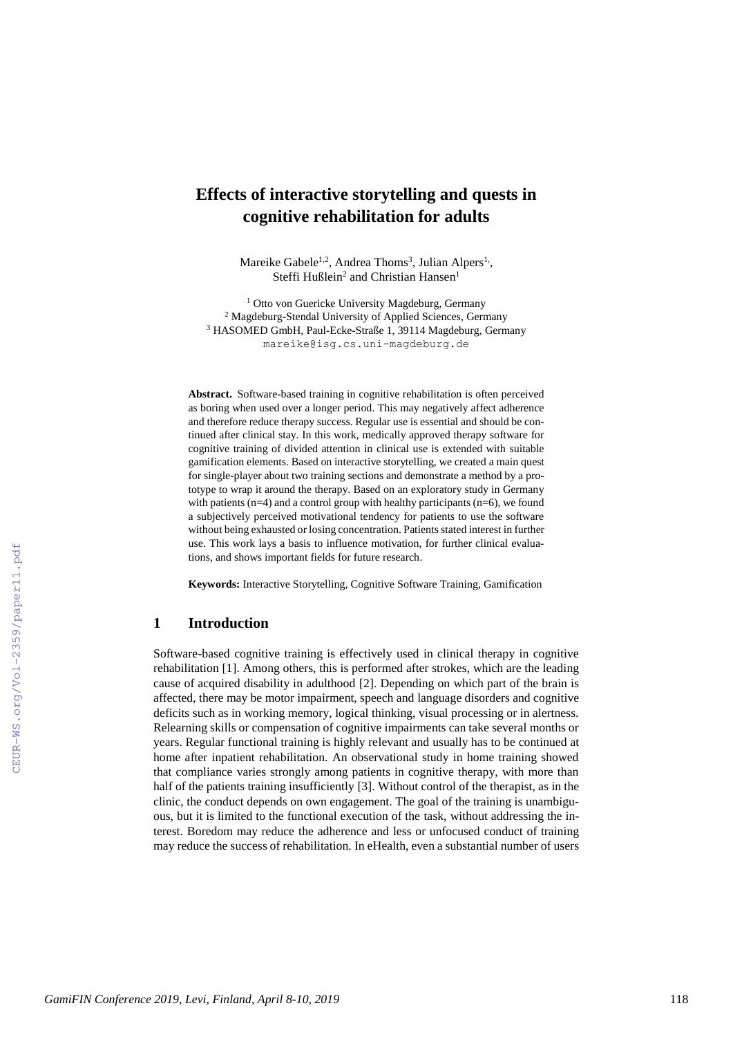# Effects of interactive storytelling and quests in cognitive rehabilitation for adults

Mareike Gabele[1,2], Andrea Thoms[3], Julian Alpers[1], Steffi Hußlein[2] and Christian Hansen[1]

[1] Otto von Guericke University Magdeburg, Germany
[2] Magdeburg-Stendal University of Applied Sciences, Germany
[3] HASOMED GmbH, Paul-Ecke-Straße 1, 39114 Magdeburg, Germany
mareike@isg.cs.uni-magdeburg.de

**Abstract.** Software-based training in cognitive rehabilitation is often perceived as boring when used over a longer period. This may negatively affect adherence and therefore reduce therapy success. Regular use is essential and should be continued after clinical stay. In this work, medically approved therapy software for cognitive training of divided attention in clinical use is extended with suitable gamification elements. Based on interactive storytelling, we created a main quest for single-player about two training sections and demonstrate a method by a prototype to wrap it around the therapy. Based on an exploratory study in Germany with patients (n=4) and a control group with healthy participants (n=6), we found a subjectively perceived motivational tendency for patients to use the software without being exhausted or losing concentration. Patients stated interest in further use. This work lays a basis to influence motivation, for further clinical evaluations, and shows important fields for future research.

**Keywords:** Interactive Storytelling, Cognitive Software Training, Gamification

## 1 Introduction

Software-based cognitive training is effectively used in clinical therapy in cognitive rehabilitation [1]. Among others, this is performed after strokes, which are the leading cause of acquired disability in adulthood [2]. Depending on which part of the brain is affected, there may be motor impairment, speech and language disorders and cognitive deficits such as in working memory, logical thinking, visual processing or in alertness. Relearning skills or compensation of cognitive impairments can take several months or years. Regular functional training is highly relevant and usually has to be continued at home after inpatient rehabilitation. An observational study in home training showed that compliance varies strongly among patients in cognitive therapy, with more than half of the patients training insufficiently [3]. Without control of the therapist, as in the clinic, the conduct depends on own engagement. The goal of the training is unambiguous, but it is limited to the functional execution of the task, without addressing the interest. Boredom may reduce the adherence and less or unfocused conduct of training may reduce the success of rehabilitation. In eHealth, even a substantial number of users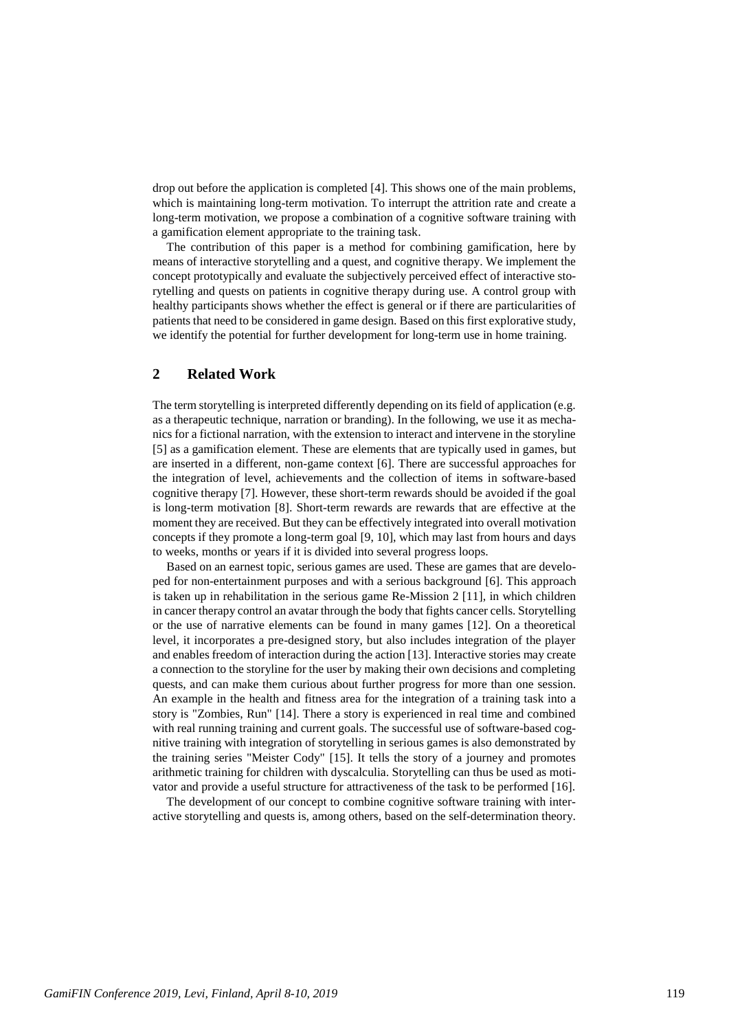drop out before the application is completed [4]. This shows one of the main problems, which is maintaining long-term motivation. To interrupt the attrition rate and create a long-term motivation, we propose a combination of a cognitive software training with a gamification element appropriate to the training task.

The contribution of this paper is a method for combining gamification, here by means of interactive storytelling and a quest, and cognitive therapy. We implement the concept prototypically and evaluate the subjectively perceived effect of interactive storytelling and quests on patients in cognitive therapy during use. A control group with healthy participants shows whether the effect is general or if there are particularities of patients that need to be considered in game design. Based on this first explorative study, we identify the potential for further development for long-term use in home training.

## 2 Related Work

The term storytelling is interpreted differently depending on its field of application (e.g. as a therapeutic technique, narration or branding). In the following, we use it as mechanics for a fictional narration, with the extension to interact and intervene in the storyline [5] as a gamification element. These are elements that are typically used in games, but are inserted in a different, non-game context [6]. There are successful approaches for the integration of level, achievements and the collection of items in software-based cognitive therapy [7]. However, these short-term rewards should be avoided if the goal is long-term motivation [8]. Short-term rewards are rewards that are effective at the moment they are received. But they can be effectively integrated into overall motivation concepts if they promote a long-term goal [9, 10], which may last from hours and days to weeks, months or years if it is divided into several progress loops.

Based on an earnest topic, serious games are used. These are games that are developed for non-entertainment purposes and with a serious background [6]. This approach is taken up in rehabilitation in the serious game Re-Mission 2 [11], in which children in cancer therapy control an avatar through the body that fights cancer cells. Storytelling or the use of narrative elements can be found in many games [12]. On a theoretical level, it incorporates a pre-designed story, but also includes integration of the player and enables freedom of interaction during the action [13]. Interactive stories may create a connection to the storyline for the user by making their own decisions and completing quests, and can make them curious about further progress for more than one session. An example in the health and fitness area for the integration of a training task into a story is "Zombies, Run" [14]. There a story is experienced in real time and combined with real running training and current goals. The successful use of software-based cognitive training with integration of storytelling in serious games is also demonstrated by the training series "Meister Cody" [15]. It tells the story of a journey and promotes arithmetic training for children with dyscalculia. Storytelling can thus be used as motivator and provide a useful structure for attractiveness of the task to be performed [16].

The development of our concept to combine cognitive software training with interactive storytelling and quests is, among others, based on the self-determination theory.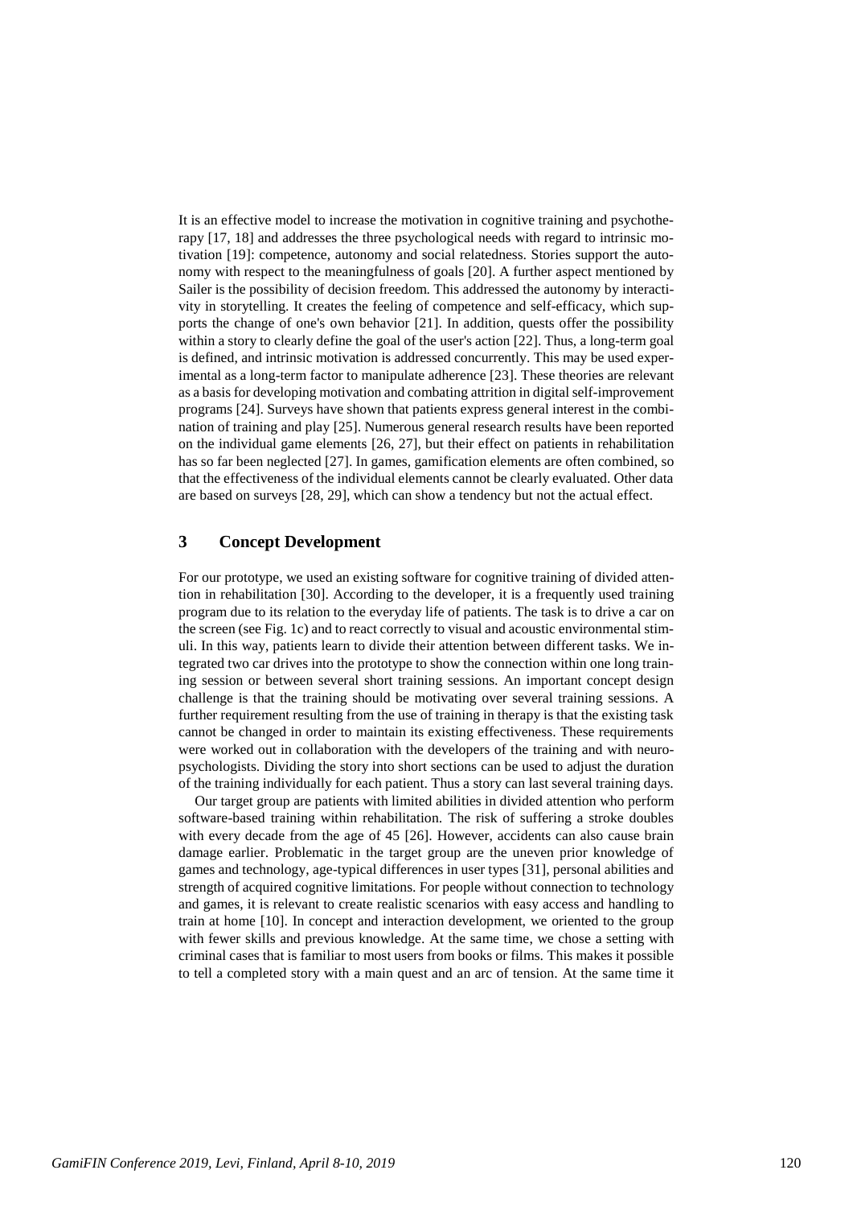It is an effective model to increase the motivation in cognitive training and psychotherapy [17, 18] and addresses the three psychological needs with regard to intrinsic motivation [19]: competence, autonomy and social relatedness. Stories support the autonomy with respect to the meaningfulness of goals [20]. A further aspect mentioned by Sailer is the possibility of decision freedom. This addressed the autonomy by interactivity in storytelling. It creates the feeling of competence and self-efficacy, which supports the change of one's own behavior [21]. In addition, quests offer the possibility within a story to clearly define the goal of the user's action [22]. Thus, a long-term goal is defined, and intrinsic motivation is addressed concurrently. This may be used experimental as a long-term factor to manipulate adherence [23]. These theories are relevant as a basis for developing motivation and combating attrition in digital self-improvement programs [24]. Surveys have shown that patients express general interest in the combination of training and play [25]. Numerous general research results have been reported on the individual game elements [26, 27], but their effect on patients in rehabilitation has so far been neglected [27]. In games, gamification elements are often combined, so that the effectiveness of the individual elements cannot be clearly evaluated. Other data are based on surveys [28, 29], which can show a tendency but not the actual effect.

## 3 Concept Development

For our prototype, we used an existing software for cognitive training of divided attention in rehabilitation [30]. According to the developer, it is a frequently used training program due to its relation to the everyday life of patients. The task is to drive a car on the screen (see Fig. 1c) and to react correctly to visual and acoustic environmental stimuli. In this way, patients learn to divide their attention between different tasks. We integrated two car drives into the prototype to show the connection within one long training session or between several short training sessions. An important concept design challenge is that the training should be motivating over several training sessions. A further requirement resulting from the use of training in therapy is that the existing task cannot be changed in order to maintain its existing effectiveness. These requirements were worked out in collaboration with the developers of the training and with neuropsychologists. Dividing the story into short sections can be used to adjust the duration of the training individually for each patient. Thus a story can last several training days.

Our target group are patients with limited abilities in divided attention who perform software-based training within rehabilitation. The risk of suffering a stroke doubles with every decade from the age of 45 [26]. However, accidents can also cause brain damage earlier. Problematic in the target group are the uneven prior knowledge of games and technology, age-typical differences in user types [31], personal abilities and strength of acquired cognitive limitations. For people without connection to technology and games, it is relevant to create realistic scenarios with easy access and handling to train at home [10]. In concept and interaction development, we oriented to the group with fewer skills and previous knowledge. At the same time, we chose a setting with criminal cases that is familiar to most users from books or films. This makes it possible to tell a completed story with a main quest and an arc of tension. At the same time it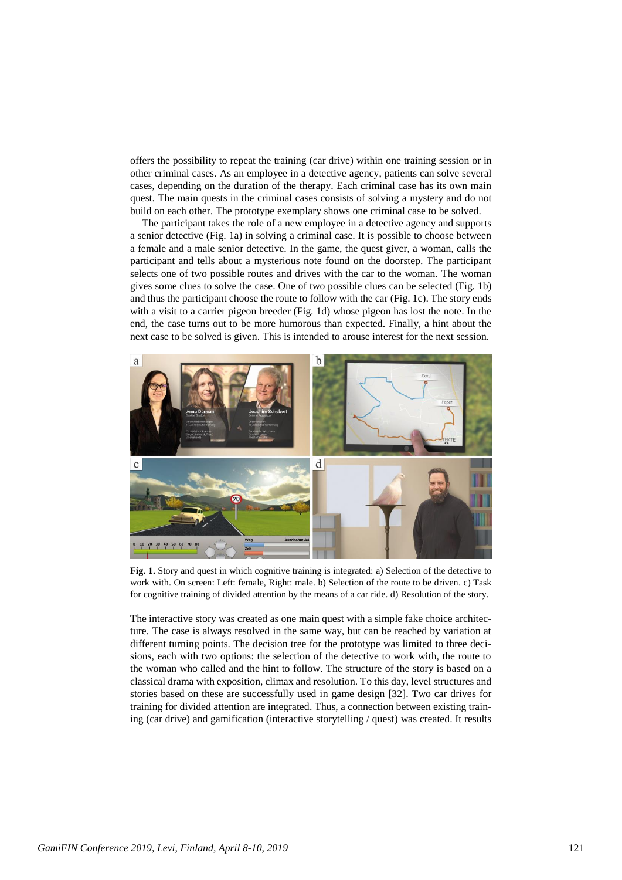offers the possibility to repeat the training (car drive) within one training session or in other criminal cases. As an employee in a detective agency, patients can solve several cases, depending on the duration of the therapy. Each criminal case has its own main quest. The main quests in the criminal cases consists of solving a mystery and do not build on each other. The prototype exemplary shows one criminal case to be solved.

The participant takes the role of a new employee in a detective agency and supports a senior detective (Fig. 1a) in solving a criminal case. It is possible to choose between a female and a male senior detective. In the game, the quest giver, a woman, calls the participant and tells about a mysterious note found on the doorstep. The participant selects one of two possible routes and drives with the car to the woman. The woman gives some clues to solve the case. One of two possible clues can be selected (Fig. 1b) and thus the participant choose the route to follow with the car (Fig. 1c). The story ends with a visit to a carrier pigeon breeder (Fig. 1d) whose pigeon has lost the note. In the end, the case turns out to be more humorous than expected. Finally, a hint about the next case to be solved is given. This is intended to arouse interest for the next session.

**Fig. 1.** Story and quest in which cognitive training is integrated: a) Selection of the detective to work with. On screen: Left: female, Right: male. b) Selection of the route to be driven. c) Task for cognitive training of divided attention by the means of a car ride. d) Resolution of the story.

The interactive story was created as one main quest with a simple fake choice architecture. The case is always resolved in the same way, but can be reached by variation at different turning points. The decision tree for the prototype was limited to three decisions, each with two options: the selection of the detective to work with, the route to the woman who called and the hint to follow. The structure of the story is based on a classical drama with exposition, climax and resolution. To this day, level structures and stories based on these are successfully used in game design [32]. Two car drives for training for divided attention are integrated. Thus, a connection between existing training (car drive) and gamification (interactive storytelling / quest) was created. It results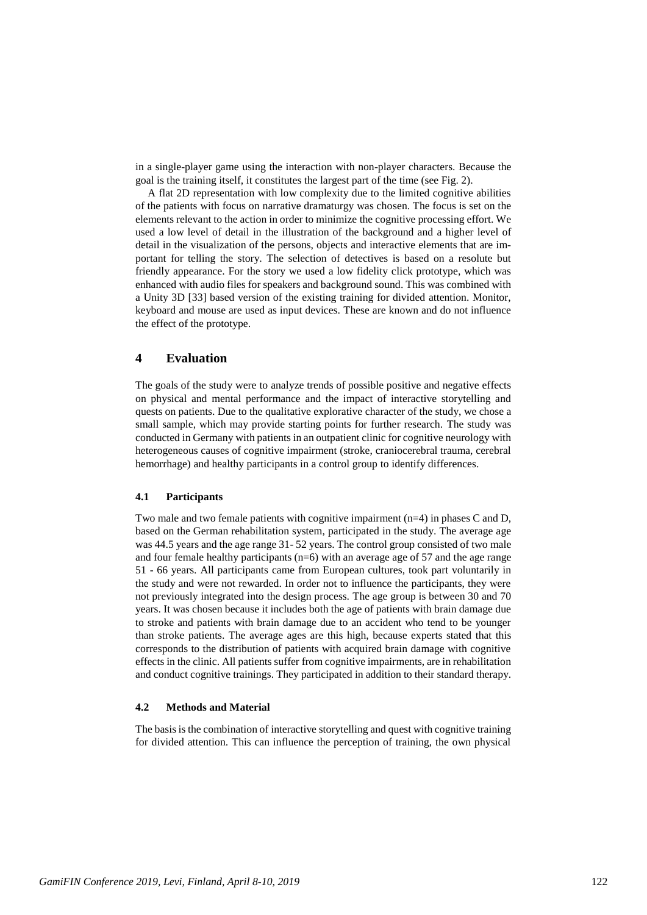in a single-player game using the interaction with non-player characters. Because the goal is the training itself, it constitutes the largest part of the time (see Fig. 2).

A flat 2D representation with low complexity due to the limited cognitive abilities of the patients with focus on narrative dramaturgy was chosen. The focus is set on the elements relevant to the action in order to minimize the cognitive processing effort. We used a low level of detail in the illustration of the background and a higher level of detail in the visualization of the persons, objects and interactive elements that are important for telling the story. The selection of detectives is based on a resolute but friendly appearance. For the story we used a low fidelity click prototype, which was enhanced with audio files for speakers and background sound. This was combined with a Unity 3D [33] based version of the existing training for divided attention. Monitor, keyboard and mouse are used as input devices. These are known and do not influence the effect of the prototype.

## 4 Evaluation

The goals of the study were to analyze trends of possible positive and negative effects on physical and mental performance and the impact of interactive storytelling and quests on patients. Due to the qualitative explorative character of the study, we chose a small sample, which may provide starting points for further research. The study was conducted in Germany with patients in an outpatient clinic for cognitive neurology with heterogeneous causes of cognitive impairment (stroke, craniocerebral trauma, cerebral hemorrhage) and healthy participants in a control group to identify differences.

### 4.1 Participants

Two male and two female patients with cognitive impairment (n=4) in phases C and D, based on the German rehabilitation system, participated in the study. The average age was 44.5 years and the age range 31- 52 years. The control group consisted of two male and four female healthy participants (n=6) with an average age of 57 and the age range 51 - 66 years. All participants came from European cultures, took part voluntarily in the study and were not rewarded. In order not to influence the participants, they were not previously integrated into the design process. The age group is between 30 and 70 years. It was chosen because it includes both the age of patients with brain damage due to stroke and patients with brain damage due to an accident who tend to be younger than stroke patients. The average ages are this high, because experts stated that this corresponds to the distribution of patients with acquired brain damage with cognitive effects in the clinic. All patients suffer from cognitive impairments, are in rehabilitation and conduct cognitive trainings. They participated in addition to their standard therapy.

### 4.2 Methods and Material

The basis is the combination of interactive storytelling and quest with cognitive training for divided attention. This can influence the perception of training, the own physical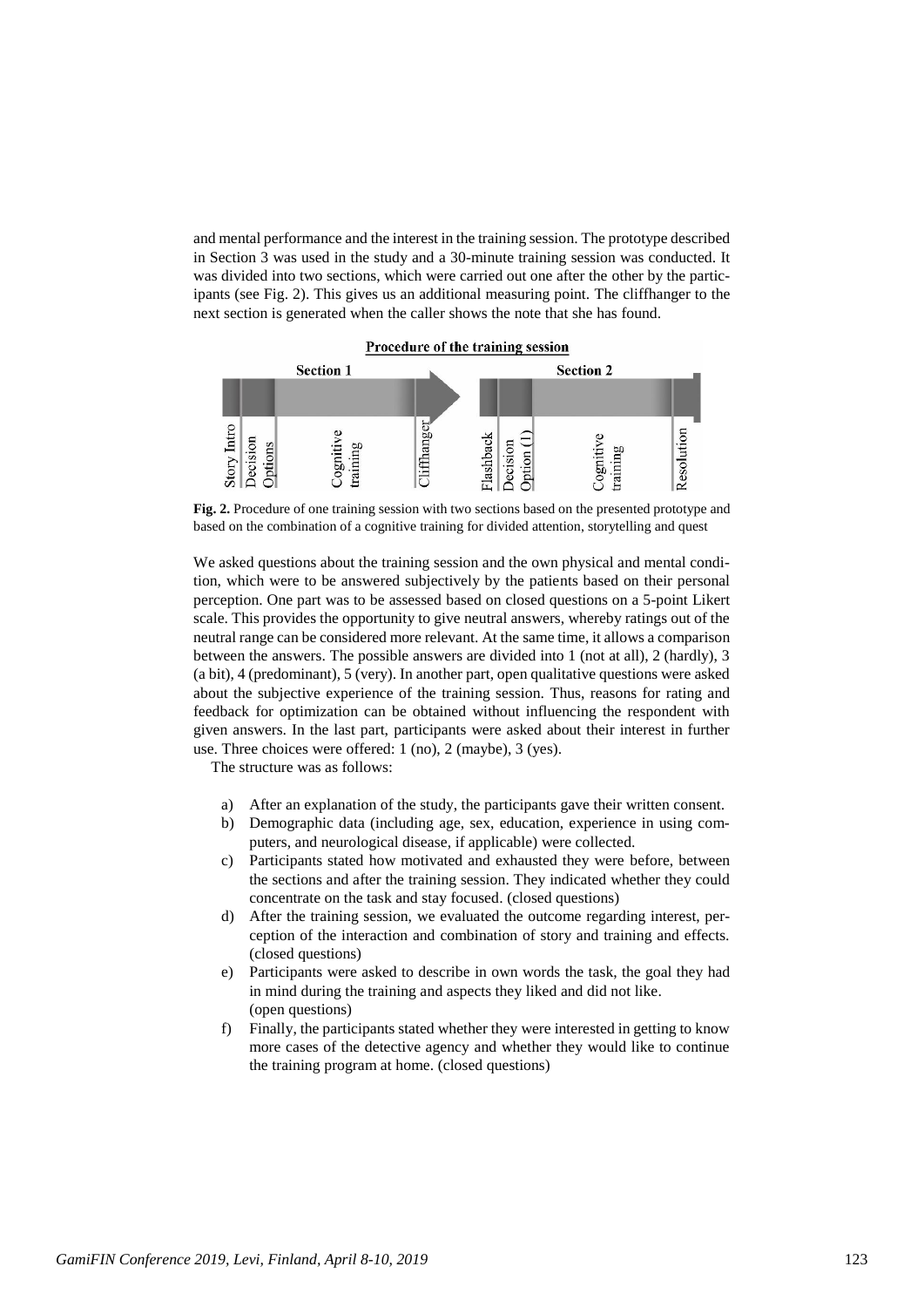and mental performance and the interest in the training session. The prototype described in Section 3 was used in the study and a 30-minute training session was conducted. It was divided into two sections, which were carried out one after the other by the participants (see Fig. 2). This gives us an additional measuring point. The cliffhanger to the next section is generated when the caller shows the note that she has found.

**Procedure of the training session**

**Section 1**: Story Intro | Decision Options | Cognitive training | Cliffhanger

**Section 2**: Flashback | Decision Option (1) | Cognitive training | Resolution

**Fig. 2.** Procedure of one training session with two sections based on the presented prototype and based on the combination of a cognitive training for divided attention, storytelling and quest

We asked questions about the training session and the own physical and mental condition, which were to be answered subjectively by the patients based on their personal perception. One part was to be assessed based on closed questions on a 5-point Likert scale. This provides the opportunity to give neutral answers, whereby ratings out of the neutral range can be considered more relevant. At the same time, it allows a comparison between the answers. The possible answers are divided into 1 (not at all), 2 (hardly), 3 (a bit), 4 (predominant), 5 (very). In another part, open qualitative questions were asked about the subjective experience of the training session. Thus, reasons for rating and feedback for optimization can be obtained without influencing the respondent with given answers. In the last part, participants were asked about their interest in further use. Three choices were offered: 1 (no), 2 (maybe), 3 (yes).

The structure was as follows:

a) After an explanation of the study, the participants gave their written consent.
b) Demographic data (including age, sex, education, experience in using computers, and neurological disease, if applicable) were collected.
c) Participants stated how motivated and exhausted they were before, between the sections and after the training session. They indicated whether they could concentrate on the task and stay focused. (closed questions)
d) After the training session, we evaluated the outcome regarding interest, perception of the interaction and combination of story and training and effects. (closed questions)
e) Participants were asked to describe in own words the task, the goal they had in mind during the training and aspects they liked and did not like. (open questions)
f) Finally, the participants stated whether they were interested in getting to know more cases of the detective agency and whether they would like to continue the training program at home. (closed questions)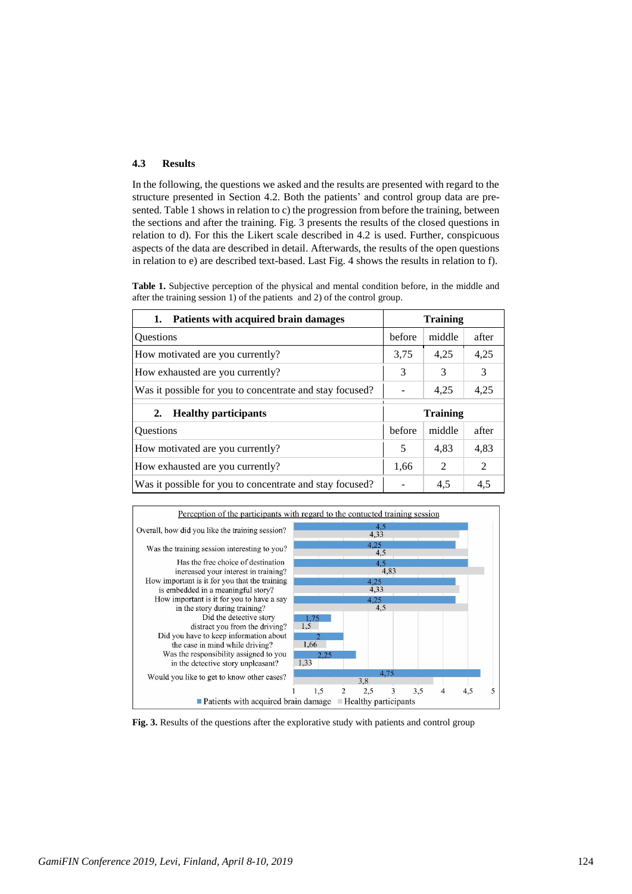### 4.3 Results

In the following, the questions we asked and the results are presented with regard to the structure presented in Section 4.2. Both the patients' and control group data are presented. Table 1 shows in relation to c) the progression from before the training, between the sections and after the training. Fig. 3 presents the results of the closed questions in relation to d). For this the Likert scale described in 4.2 is used. Further, conspicuous aspects of the data are described in detail. Afterwards, the results of the open questions in relation to e) are described text-based. Last Fig. 4 shows the results in relation to f).

**Table 1.** Subjective perception of the physical and mental condition before, in the middle and after the training session 1) of the patients and 2) of the control group.

| **1. Patients with acquired brain damages** | **Training** | | |
|---|---|---|---|
| Questions | before | middle | after |
| How motivated are you currently? | 3,75 | 4,25 | 4,25 |
| How exhausted are you currently? | 3 | 3 | 3 |
| Was it possible for you to concentrate and stay focused? | - | 4,25 | 4,25 |
| **2. Healthy participants** | **Training** | | |
| Questions | before | middle | after |
| How motivated are you currently? | 5 | 4,83 | 4,83 |
| How exhausted are you currently? | 1,66 | 2 | 2 |
| Was it possible for you to concentrate and stay focused? | - | 4,5 | 4,5 |

Perception of the participants with regard to the contucted training session

| Question | Patients with acquired brain damage | Healthy participants |
|---|---|---|
| Overall, how did you like the training session? | 4,5 | 4,33 |
| Was the training session interesting to you? | 4,25 | 4,5 |
| Has the free choice of destination increased your interest in training? | 4,5 | 4,83 |
| How important is it for you that the training is embedded in a meaningful story? | 4,25 | 4,33 |
| How important is it for you to have a say in the story during training? | 4,25 | 4,5 |
| Did the detective story distract you from the driving? | 1,75 | 1,5 |
| Did you have to keep information about the case in mind while driving? | 2 | 1,66 |
| Was the responsibility assigned to you in the detective story unpleasant? | 2,25 | 1,33 |
| Would you like to get to know other cases? | 4,75 | 3,8 |

**Fig. 3.** Results of the questions after the explorative study with patients and control group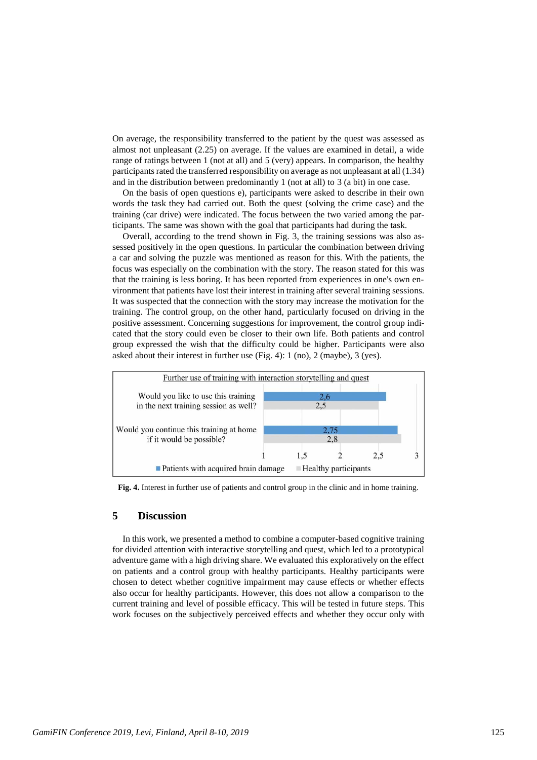On average, the responsibility transferred to the patient by the quest was assessed as almost not unpleasant (2.25) on average. If the values are examined in detail, a wide range of ratings between 1 (not at all) and 5 (very) appears. In comparison, the healthy participants rated the transferred responsibility on average as not unpleasant at all (1.34) and in the distribution between predominantly 1 (not at all) to 3 (a bit) in one case.

On the basis of open questions e), participants were asked to describe in their own words the task they had carried out. Both the quest (solving the crime case) and the training (car drive) were indicated. The focus between the two varied among the participants. The same was shown with the goal that participants had during the task.

Overall, according to the trend shown in Fig. 3, the training sessions was also assessed positively in the open questions. In particular the combination between driving a car and solving the puzzle was mentioned as reason for this. With the patients, the focus was especially on the combination with the story. The reason stated for this was that the training is less boring. It has been reported from experiences in one's own environment that patients have lost their interest in training after several training sessions. It was suspected that the connection with the story may increase the motivation for the training. The control group, on the other hand, particularly focused on driving in the positive assessment. Concerning suggestions for improvement, the control group indicated that the story could even be closer to their own life. Both patients and control group expressed the wish that the difficulty could be higher. Participants were also asked about their interest in further use (Fig. 4): 1 (no), 2 (maybe), 3 (yes).

Further use of training with interaction storytelling and quest

| | Patients with acquired brain damage | Healthy participants |
| --- | --- | --- |
| Would you like to use this training in the next training session as well? | 2,6 | 2,5 |
| Would you continue this training at home if it would be possible? | 2,75 | 2,8 |

**Fig. 4.** Interest in further use of patients and control group in the clinic and in home training.

## 5 Discussion

In this work, we presented a method to combine a computer-based cognitive training for divided attention with interactive storytelling and quest, which led to a prototypical adventure game with a high driving share. We evaluated this exploratively on the effect on patients and a control group with healthy participants. Healthy participants were chosen to detect whether cognitive impairment may cause effects or whether effects also occur for healthy participants. However, this does not allow a comparison to the current training and level of possible efficacy. This will be tested in future steps. This work focuses on the subjectively perceived effects and whether they occur only with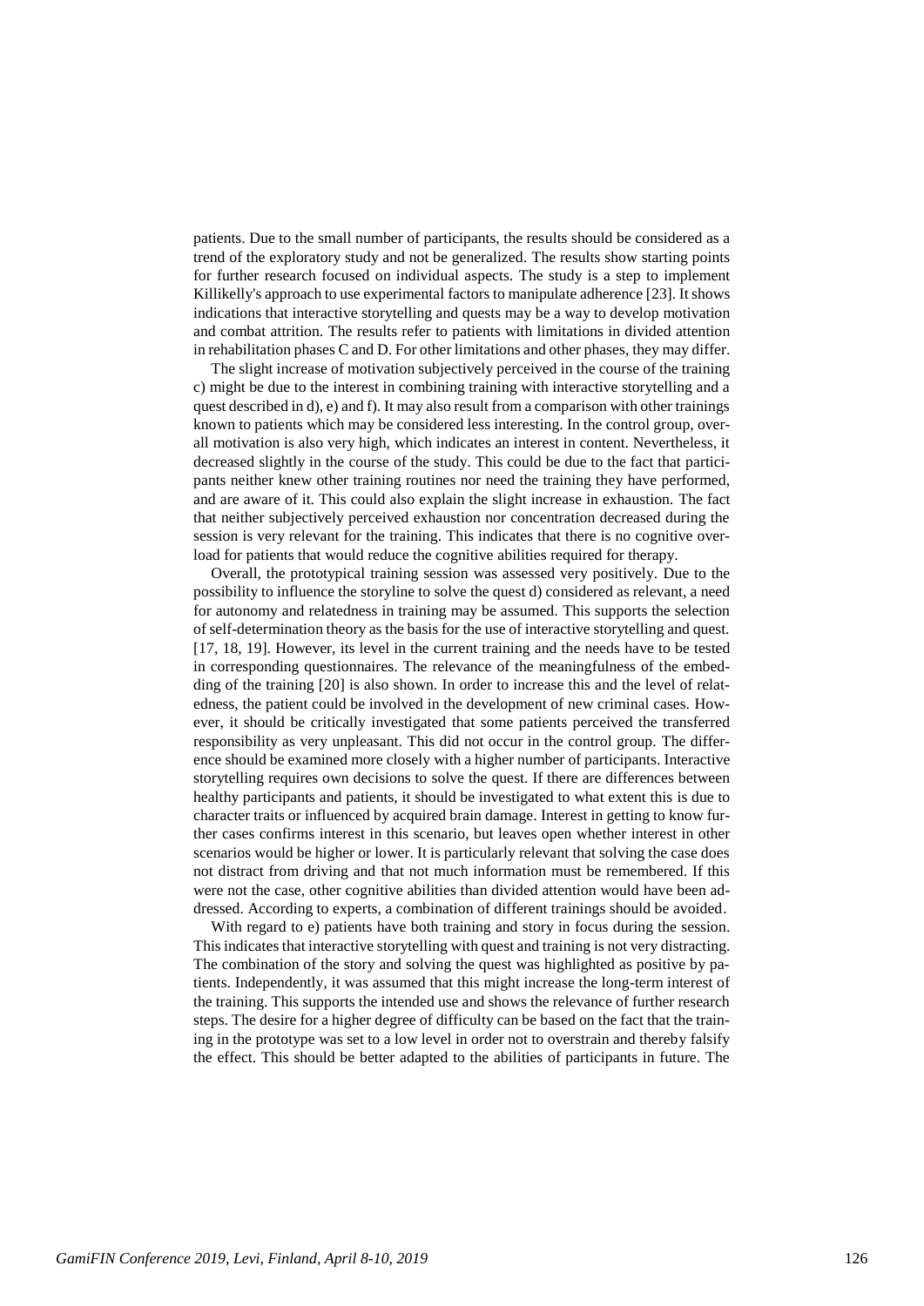patients. Due to the small number of participants, the results should be considered as a trend of the exploratory study and not be generalized. The results show starting points for further research focused on individual aspects. The study is a step to implement Killikelly's approach to use experimental factors to manipulate adherence [23]. It shows indications that interactive storytelling and quests may be a way to develop motivation and combat attrition. The results refer to patients with limitations in divided attention in rehabilitation phases C and D. For other limitations and other phases, they may differ.

The slight increase of motivation subjectively perceived in the course of the training c) might be due to the interest in combining training with interactive storytelling and a quest described in d), e) and f). It may also result from a comparison with other trainings known to patients which may be considered less interesting. In the control group, overall motivation is also very high, which indicates an interest in content. Nevertheless, it decreased slightly in the course of the study. This could be due to the fact that participants neither knew other training routines nor need the training they have performed, and are aware of it. This could also explain the slight increase in exhaustion. The fact that neither subjectively perceived exhaustion nor concentration decreased during the session is very relevant for the training. This indicates that there is no cognitive overload for patients that would reduce the cognitive abilities required for therapy.

Overall, the prototypical training session was assessed very positively. Due to the possibility to influence the storyline to solve the quest d) considered as relevant, a need for autonomy and relatedness in training may be assumed. This supports the selection of self-determination theory as the basis for the use of interactive storytelling and quest. [17, 18, 19]. However, its level in the current training and the needs have to be tested in corresponding questionnaires. The relevance of the meaningfulness of the embedding of the training [20] is also shown. In order to increase this and the level of relatedness, the patient could be involved in the development of new criminal cases. However, it should be critically investigated that some patients perceived the transferred responsibility as very unpleasant. This did not occur in the control group. The difference should be examined more closely with a higher number of participants. Interactive storytelling requires own decisions to solve the quest. If there are differences between healthy participants and patients, it should be investigated to what extent this is due to character traits or influenced by acquired brain damage. Interest in getting to know further cases confirms interest in this scenario, but leaves open whether interest in other scenarios would be higher or lower. It is particularly relevant that solving the case does not distract from driving and that not much information must be remembered. If this were not the case, other cognitive abilities than divided attention would have been addressed. According to experts, a combination of different trainings should be avoided.

With regard to e) patients have both training and story in focus during the session. This indicates that interactive storytelling with quest and training is not very distracting. The combination of the story and solving the quest was highlighted as positive by patients. Independently, it was assumed that this might increase the long-term interest of the training. This supports the intended use and shows the relevance of further research steps. The desire for a higher degree of difficulty can be based on the fact that the training in the prototype was set to a low level in order not to overstrain and thereby falsify the effect. This should be better adapted to the abilities of participants in future. The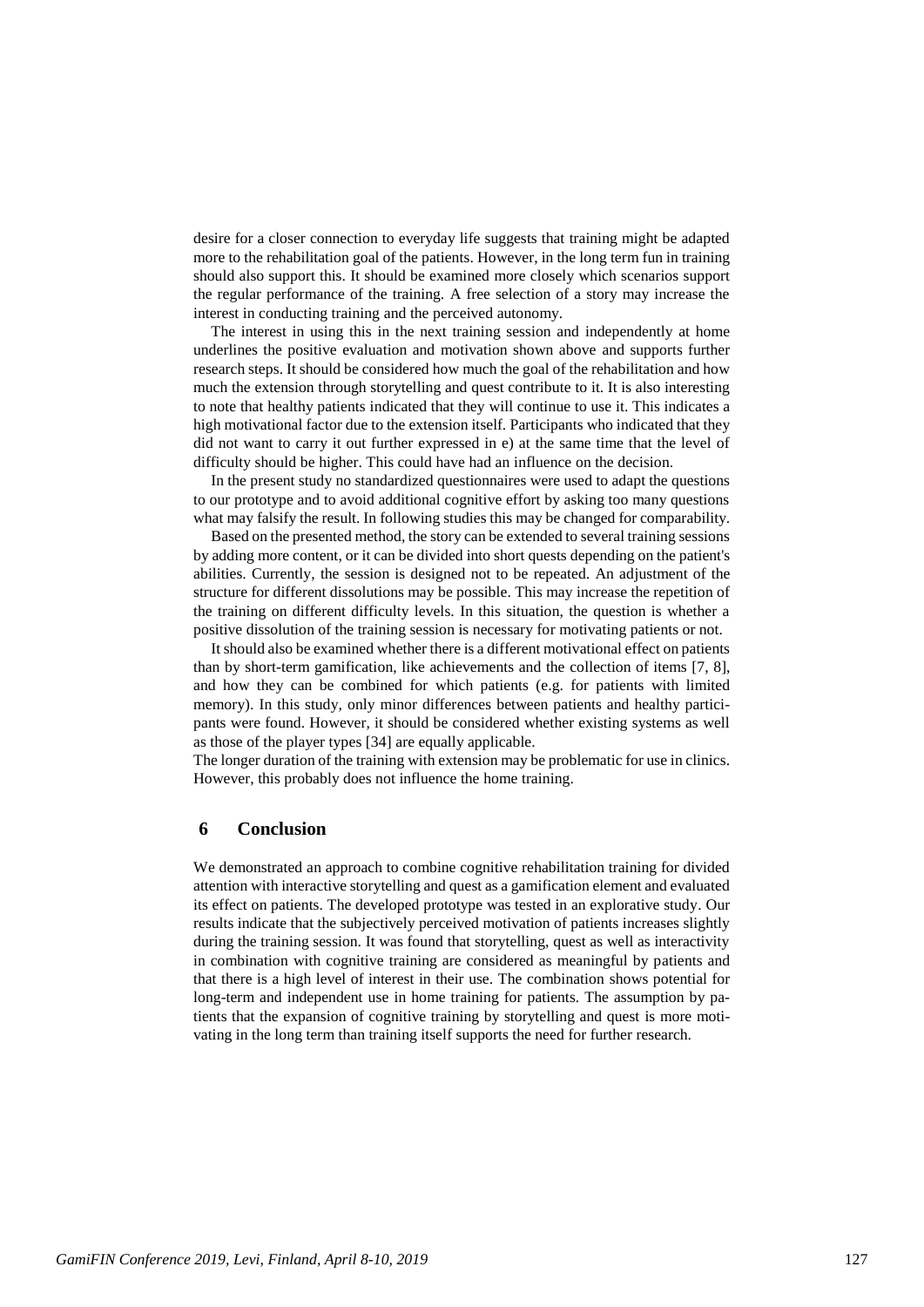desire for a closer connection to everyday life suggests that training might be adapted more to the rehabilitation goal of the patients. However, in the long term fun in training should also support this. It should be examined more closely which scenarios support the regular performance of the training. A free selection of a story may increase the interest in conducting training and the perceived autonomy.

The interest in using this in the next training session and independently at home underlines the positive evaluation and motivation shown above and supports further research steps. It should be considered how much the goal of the rehabilitation and how much the extension through storytelling and quest contribute to it. It is also interesting to note that healthy patients indicated that they will continue to use it. This indicates a high motivational factor due to the extension itself. Participants who indicated that they did not want to carry it out further expressed in e) at the same time that the level of difficulty should be higher. This could have had an influence on the decision.

In the present study no standardized questionnaires were used to adapt the questions to our prototype and to avoid additional cognitive effort by asking too many questions what may falsify the result. In following studies this may be changed for comparability.

Based on the presented method, the story can be extended to several training sessions by adding more content, or it can be divided into short quests depending on the patient's abilities. Currently, the session is designed not to be repeated. An adjustment of the structure for different dissolutions may be possible. This may increase the repetition of the training on different difficulty levels. In this situation, the question is whether a positive dissolution of the training session is necessary for motivating patients or not.

It should also be examined whether there is a different motivational effect on patients than by short-term gamification, like achievements and the collection of items [7, 8], and how they can be combined for which patients (e.g. for patients with limited memory). In this study, only minor differences between patients and healthy participants were found. However, it should be considered whether existing systems as well as those of the player types [34] are equally applicable.

The longer duration of the training with extension may be problematic for use in clinics. However, this probably does not influence the home training.

## 6 Conclusion

We demonstrated an approach to combine cognitive rehabilitation training for divided attention with interactive storytelling and quest as a gamification element and evaluated its effect on patients. The developed prototype was tested in an explorative study. Our results indicate that the subjectively perceived motivation of patients increases slightly during the training session. It was found that storytelling, quest as well as interactivity in combination with cognitive training are considered as meaningful by patients and that there is a high level of interest in their use. The combination shows potential for long-term and independent use in home training for patients. The assumption by patients that the expansion of cognitive training by storytelling and quest is more motivating in the long term than training itself supports the need for further research.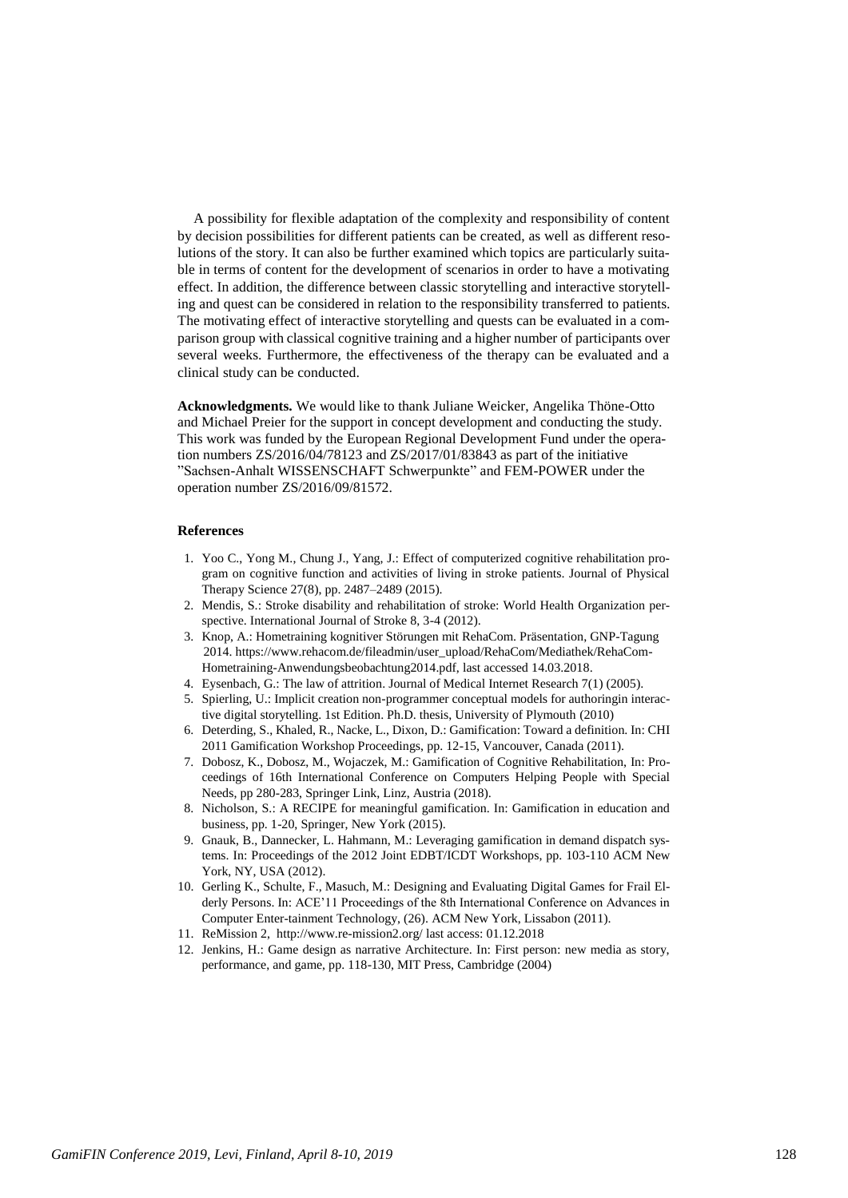A possibility for flexible adaptation of the complexity and responsibility of content by decision possibilities for different patients can be created, as well as different resolutions of the story. It can also be further examined which topics are particularly suitable in terms of content for the development of scenarios in order to have a motivating effect. In addition, the difference between classic storytelling and interactive storytelling and quest can be considered in relation to the responsibility transferred to patients. The motivating effect of interactive storytelling and quests can be evaluated in a comparison group with classical cognitive training and a higher number of participants over several weeks. Furthermore, the effectiveness of the therapy can be evaluated and a clinical study can be conducted.

**Acknowledgments.** We would like to thank Juliane Weicker, Angelika Thöne-Otto and Michael Preier for the support in concept development and conducting the study. This work was funded by the European Regional Development Fund under the operation numbers ZS/2016/04/78123 and ZS/2017/01/83843 as part of the initiative "Sachsen-Anhalt WISSENSCHAFT Schwerpunkte" and FEM-POWER under the operation number ZS/2016/09/81572.

### References

1. Yoo C., Yong M., Chung J., Yang, J.: Effect of computerized cognitive rehabilitation program on cognitive function and activities of living in stroke patients. Journal of Physical Therapy Science 27(8), pp. 2487–2489 (2015).
2. Mendis, S.: Stroke disability and rehabilitation of stroke: World Health Organization perspective. International Journal of Stroke 8, 3-4 (2012).
3. Knop, A.: Hometraining kognitiver Störungen mit RehaCom. Präsentation, GNP-Tagung 2014. https://www.rehacom.de/fileadmin/user_upload/RehaCom/Mediathek/RehaCom-Hometraining-Anwendungsbeobachtung2014.pdf, last accessed 14.03.2018.
4. Eysenbach, G.: The law of attrition. Journal of Medical Internet Research 7(1) (2005).
5. Spierling, U.: Implicit creation non-programmer conceptual models for authoringin interactive digital storytelling. 1st Edition. Ph.D. thesis, University of Plymouth (2010)
6. Deterding, S., Khaled, R., Nacke, L., Dixon, D.: Gamification: Toward a definition. In: CHI 2011 Gamification Workshop Proceedings, pp. 12-15, Vancouver, Canada (2011).
7. Dobosz, K., Dobosz, M., Wojaczek, M.: Gamification of Cognitive Rehabilitation, In: Proceedings of 16th International Conference on Computers Helping People with Special Needs, pp 280-283, Springer Link, Linz, Austria (2018).
8. Nicholson, S.: A RECIPE for meaningful gamification. In: Gamification in education and business, pp. 1-20, Springer, New York (2015).
9. Gnauk, B., Dannecker, L. Hahmann, M.: Leveraging gamification in demand dispatch systems. In: Proceedings of the 2012 Joint EDBT/ICDT Workshops, pp. 103-110 ACM New York, NY, USA (2012).
10. Gerling K., Schulte, F., Masuch, M.: Designing and Evaluating Digital Games for Frail Elderly Persons. In: ACE'11 Proceedings of the 8th International Conference on Advances in Computer Enter-tainment Technology, (26). ACM New York, Lissabon (2011).
11. ReMission 2, http://www.re-mission2.org/ last access: 01.12.2018
12. Jenkins, H.: Game design as narrative Architecture. In: First person: new media as story, performance, and game, pp. 118-130, MIT Press, Cambridge (2004)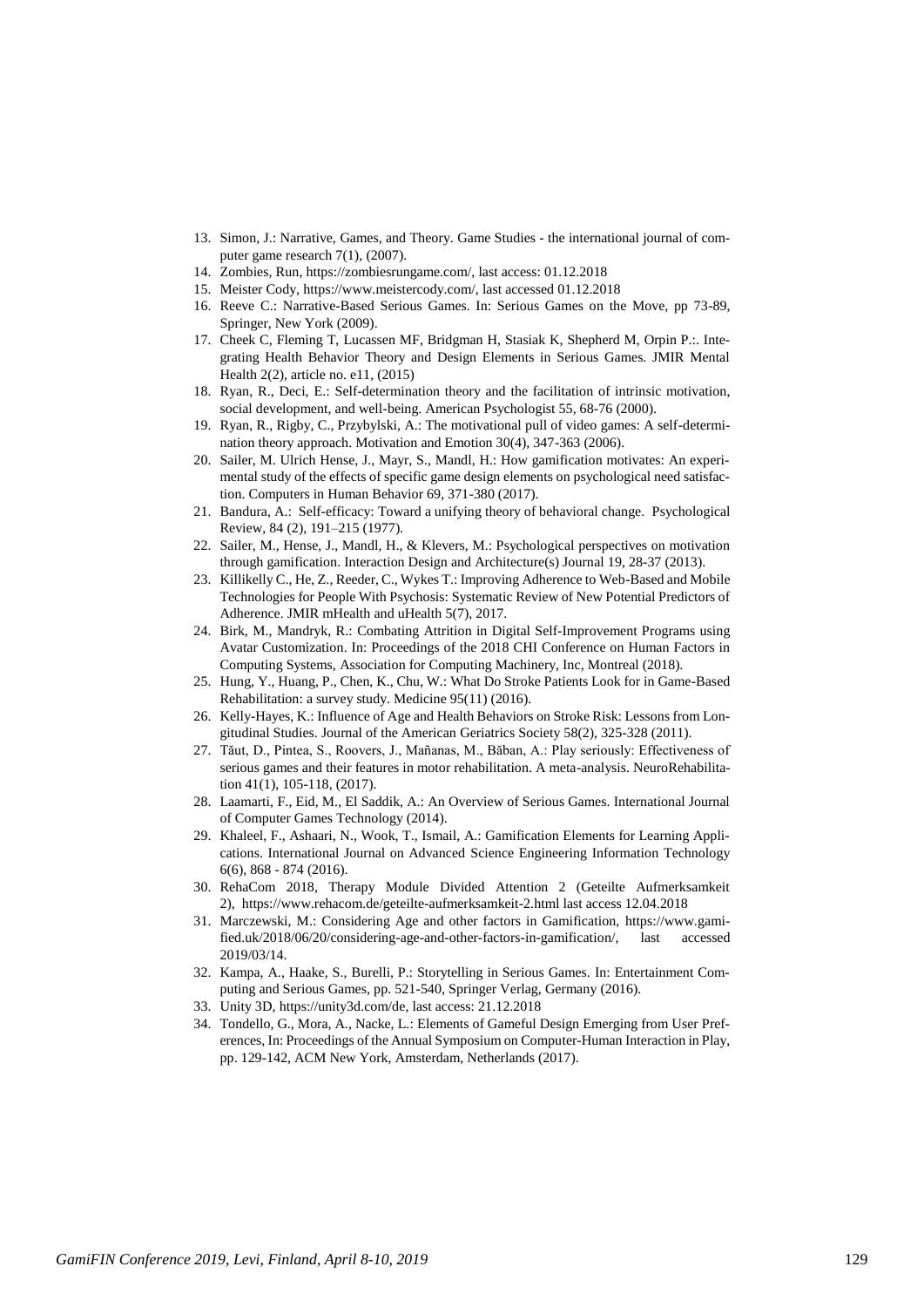13. Simon, J.: Narrative, Games, and Theory. Game Studies - the international journal of computer game research 7(1), (2007).
14. Zombies, Run, https://zombiesrungame.com/, last access: 01.12.2018
15. Meister Cody, https://www.meistercody.com/, last accessed 01.12.2018
16. Reeve C.: Narrative-Based Serious Games. In: Serious Games on the Move, pp 73-89, Springer, New York (2009).
17. Cheek C, Fleming T, Lucassen MF, Bridgman H, Stasiak K, Shepherd M, Orpin P.:. Integrating Health Behavior Theory and Design Elements in Serious Games. JMIR Mental Health 2(2), article no. e11, (2015)
18. Ryan, R., Deci, E.: Self-determination theory and the facilitation of intrinsic motivation, social development, and well-being. American Psychologist 55, 68-76 (2000).
19. Ryan, R., Rigby, C., Przybylski, A.: The motivational pull of video games: A self-determination theory approach. Motivation and Emotion 30(4), 347-363 (2006).
20. Sailer, M. Ulrich Hense, J., Mayr, S., Mandl, H.: How gamification motivates: An experimental study of the effects of specific game design elements on psychological need satisfaction. Computers in Human Behavior 69, 371-380 (2017).
21. Bandura, A.: Self-efficacy: Toward a unifying theory of behavioral change. Psychological Review, 84 (2), 191–215 (1977).
22. Sailer, M., Hense, J., Mandl, H., & Klevers, M.: Psychological perspectives on motivation through gamification. Interaction Design and Architecture(s) Journal 19, 28-37 (2013).
23. Killikelly C., He, Z., Reeder, C., Wykes T.: Improving Adherence to Web-Based and Mobile Technologies for People With Psychosis: Systematic Review of New Potential Predictors of Adherence. JMIR mHealth and uHealth 5(7), 2017.
24. Birk, M., Mandryk, R.: Combating Attrition in Digital Self-Improvement Programs using Avatar Customization. In: Proceedings of the 2018 CHI Conference on Human Factors in Computing Systems, Association for Computing Machinery, Inc, Montreal (2018).
25. Hung, Y., Huang, P., Chen, K., Chu, W.: What Do Stroke Patients Look for in Game-Based Rehabilitation: a survey study. Medicine 95(11) (2016).
26. Kelly-Hayes, K.: Influence of Age and Health Behaviors on Stroke Risk: Lessons from Longitudinal Studies. Journal of the American Geriatrics Society 58(2), 325-328 (2011).
27. Tăut, D., Pintea, S., Roovers, J., Mañanas, M., Băban, A.: Play seriously: Effectiveness of serious games and their features in motor rehabilitation. A meta-analysis. NeuroRehabilitation 41(1), 105-118, (2017).
28. Laamarti, F., Eid, M., El Saddik, A.: An Overview of Serious Games. International Journal of Computer Games Technology (2014).
29. Khaleel, F., Ashaari, N., Wook, T., Ismail, A.: Gamification Elements for Learning Applications. International Journal on Advanced Science Engineering Information Technology 6(6), 868 - 874 (2016).
30. RehaCom 2018, Therapy Module Divided Attention 2 (Geteilte Aufmerksamkeit 2), https://www.rehacom.de/geteilte-aufmerksamkeit-2.html last access 12.04.2018
31. Marczewski, M.: Considering Age and other factors in Gamification, https://www.gamified.uk/2018/06/20/considering-age-and-other-factors-in-gamification/, last accessed 2019/03/14.
32. Kampa, A., Haake, S., Burelli, P.: Storytelling in Serious Games. In: Entertainment Computing and Serious Games, pp. 521-540, Springer Verlag, Germany (2016).
33. Unity 3D, https://unity3d.com/de, last access: 21.12.2018
34. Tondello, G., Mora, A., Nacke, L.: Elements of Gameful Design Emerging from User Preferences, In: Proceedings of the Annual Symposium on Computer-Human Interaction in Play, pp. 129-142, ACM New York, Amsterdam, Netherlands (2017).